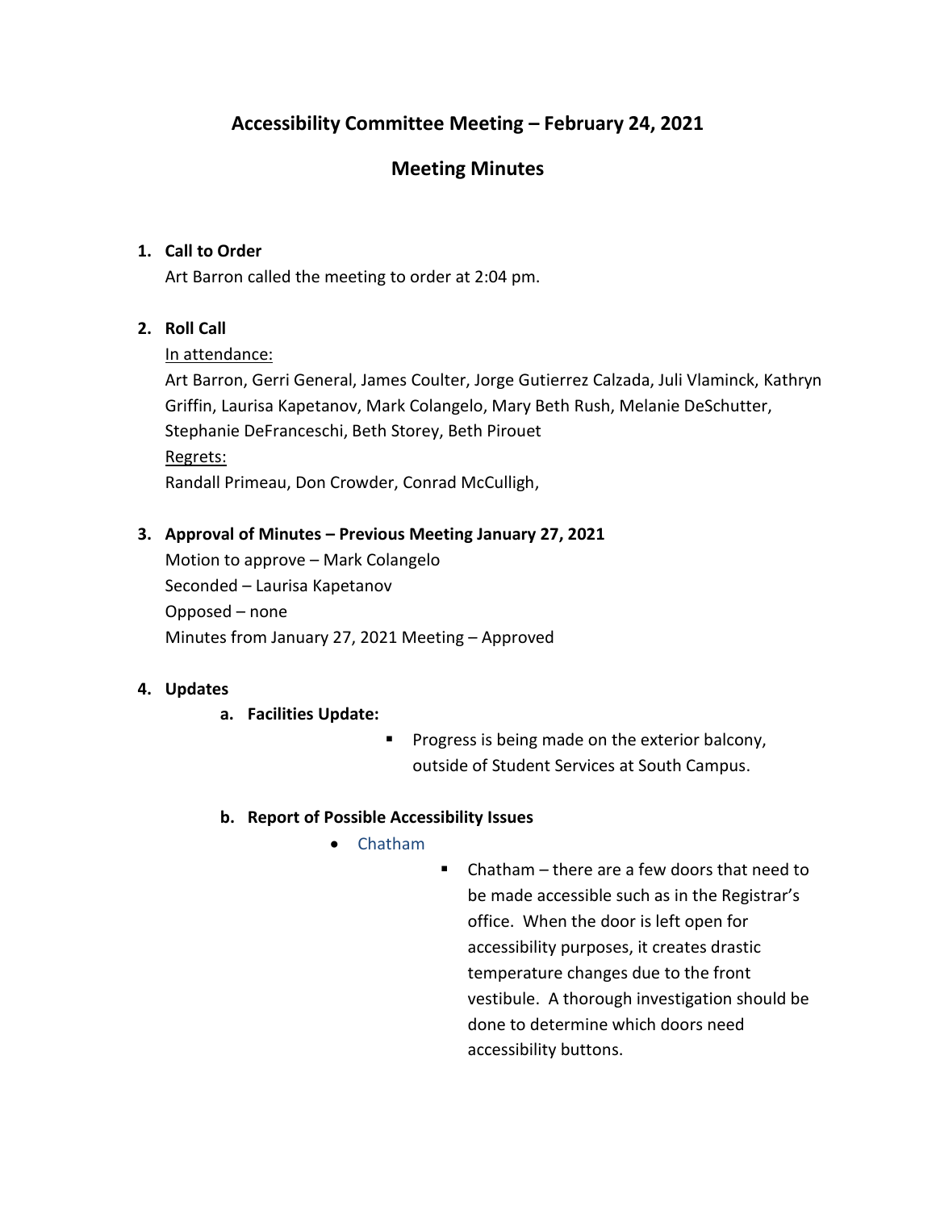# Accessibility Committee Meeting – February 24, 2021

## Meeting Minutes

1. **Call to Order**

   Art Barron called the meeting to order at 2:04 pm.

2. **Roll Call**

   In attendance:

   Art Barron, Gerri General, James Coulter, Jorge Gutierrez Calzada, Juli Vlaminck, Kathryn Griffin, Laurisa Kapetanov, Mark Colangelo, Mary Beth Rush, Melanie DeSchutter, Stephanie DeFranceschi, Beth Storey, Beth Pirouet

   Regrets:

   Randall Primeau, Don Crowder, Conrad McCulligh,

3. **Approval of Minutes – Previous Meeting January 27, 2021**

   Motion to approve – Mark Colangelo

   Seconded – Laurisa Kapetanov

   Opposed – none

   Minutes from January 27, 2021 Meeting – Approved

4. **Updates**

   a. **Facilities Update:**

      - Progress is being made on the exterior balcony, outside of Student Services at South Campus.

   b. **Report of Possible Accessibility Issues**

      - Chatham
        - Chatham – there are a few doors that need to be made accessible such as in the Registrar's office. When the door is left open for accessibility purposes, it creates drastic temperature changes due to the front vestibule. A thorough investigation should be done to determine which doors need accessibility buttons.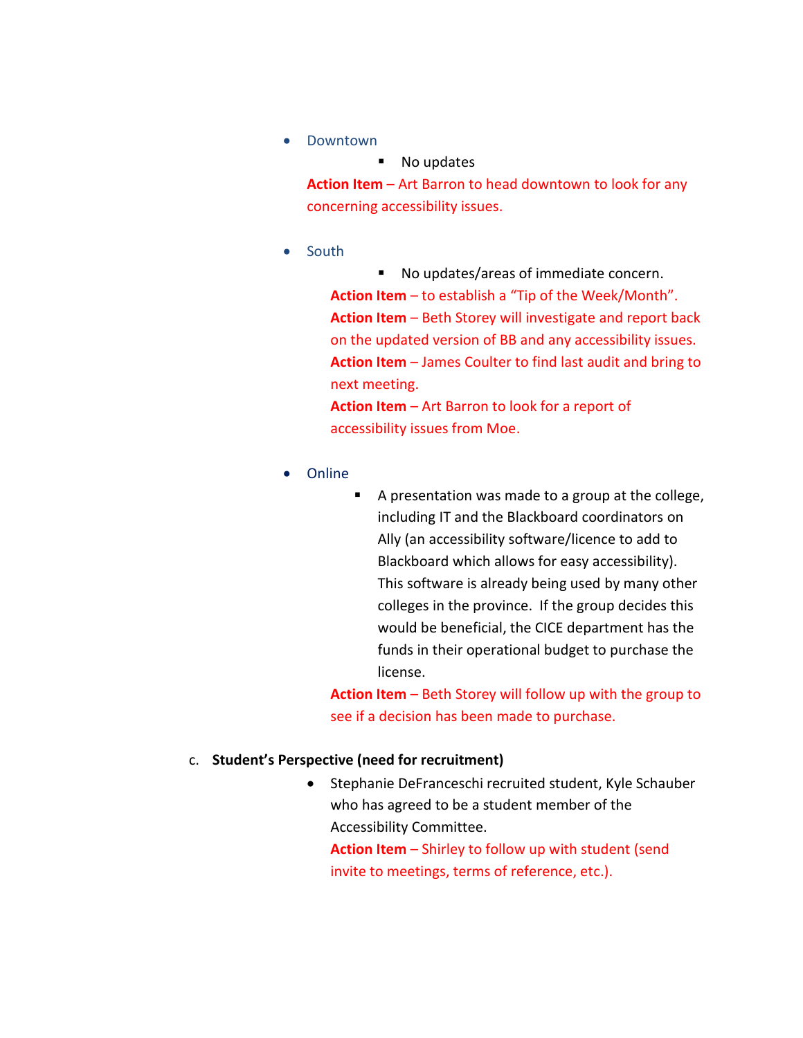- Downtown
  - No updates

  **Action Item** – Art Barron to head downtown to look for any concerning accessibility issues.

- South
  - No updates/areas of immediate concern.

  **Action Item** – to establish a "Tip of the Week/Month".
  **Action Item** – Beth Storey will investigate and report back on the updated version of BB and any accessibility issues.
  **Action Item** – James Coulter to find last audit and bring to next meeting.
  **Action Item** – Art Barron to look for a report of accessibility issues from Moe.

- Online
  - A presentation was made to a group at the college, including IT and the Blackboard coordinators on Ally (an accessibility software/licence to add to Blackboard which allows for easy accessibility). This software is already being used by many other colleges in the province. If the group decides this would be beneficial, the CICE department has the funds in their operational budget to purchase the license.

  **Action Item** – Beth Storey will follow up with the group to see if a decision has been made to purchase.

c. **Student's Perspective (need for recruitment)**

- Stephanie DeFranceschi recruited student, Kyle Schauber who has agreed to be a student member of the Accessibility Committee.

  **Action Item** – Shirley to follow up with student (send invite to meetings, terms of reference, etc.).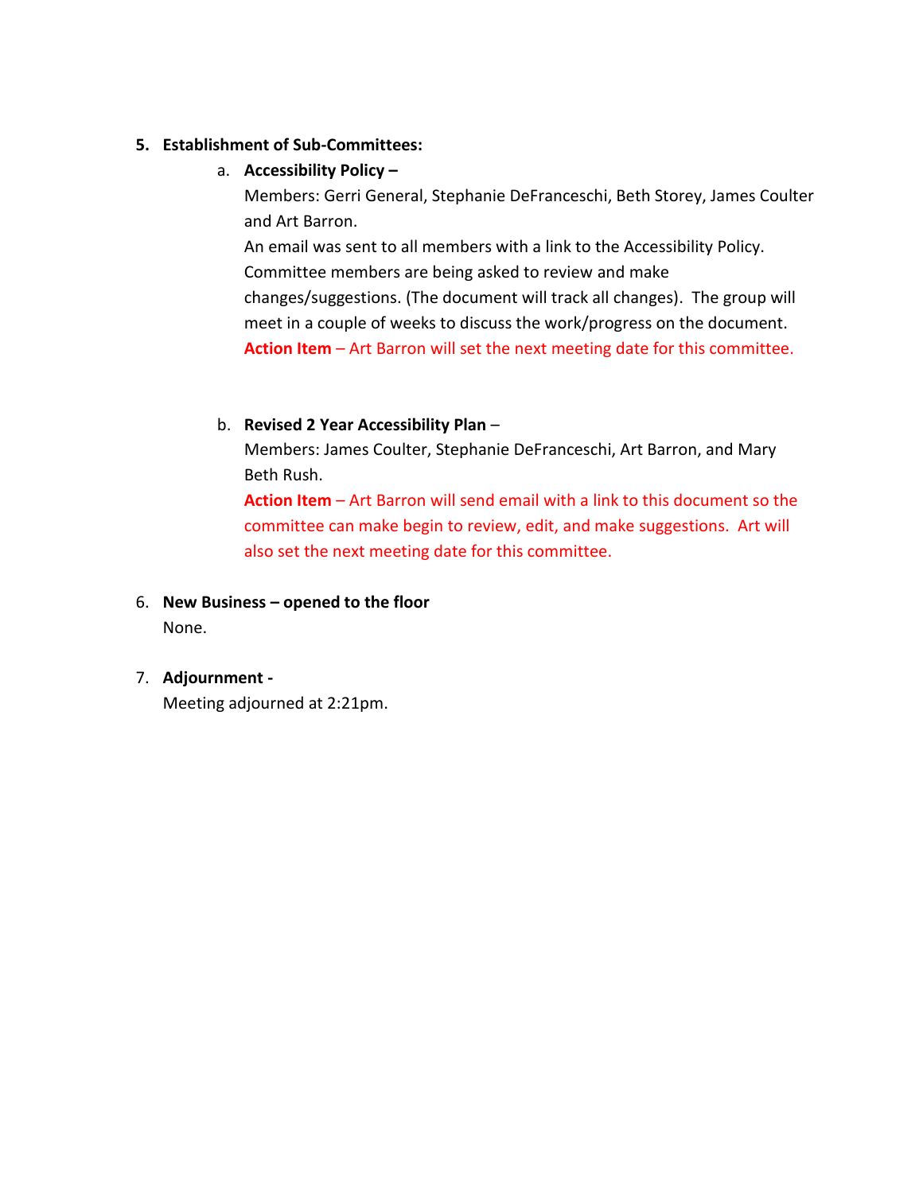5. **Establishment of Sub-Committees:**

   a. **Accessibility Policy –**
   Members: Gerri General, Stephanie DeFranceschi, Beth Storey, James Coulter and Art Barron.
   An email was sent to all members with a link to the Accessibility Policy. Committee members are being asked to review and make changes/suggestions. (The document will track all changes). The group will meet in a couple of weeks to discuss the work/progress on the document.
   **Action Item** – Art Barron will set the next meeting date for this committee.

   b. **Revised 2 Year Accessibility Plan** –
   Members: James Coulter, Stephanie DeFranceschi, Art Barron, and Mary Beth Rush.
   **Action Item** – Art Barron will send email with a link to this document so the committee can make begin to review, edit, and make suggestions. Art will also set the next meeting date for this committee.

6. **New Business – opened to the floor**
   None.

7. **Adjournment -**
   Meeting adjourned at 2:21pm.